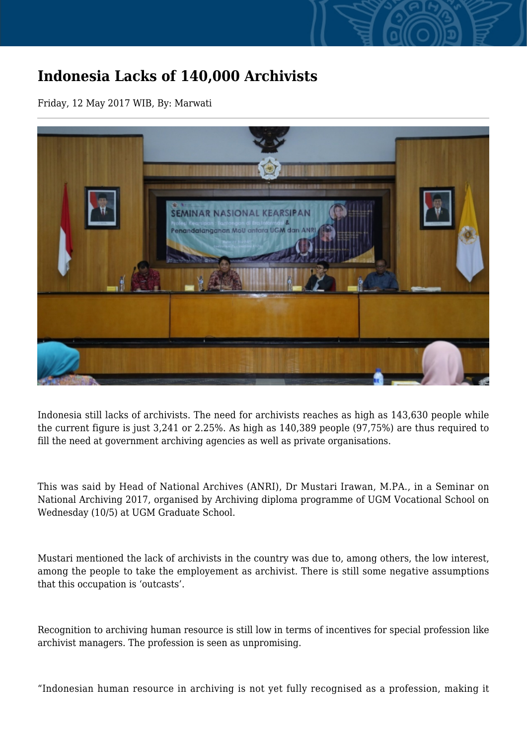# Indonesia Lacks of 140,000 Archivists

Friday, 12 May 2017 WIB, By: Marwati

Indonesia still lacks of archivists. The need for archivists reaches as high as 143,630 people while the current figure is just 3,241 or 2.25%. As high as 140,389 people (97,75%) are thus required to fill the need at government archiving agencies as well as private organisations.

This was said by Head of National Archives (ANRI), Dr Mustari Irawan, M.PA., in a Seminar on National Archiving 2017, organised by Archiving diploma programme of UGM Vocational School on Wednesday (10/5) at UGM Graduate School.

Mustari mentioned the lack of archivists in the country was due to, among others, the low interest, among the people to take the employement as archivist. There is still some negative assumptions that this occupation is 'outcasts'.

Recognition to archiving human resource is still low in terms of incentives for special profession like archivist managers. The profession is seen as unpromising.

"Indonesian human resource in archiving is not yet fully recognised as a profession, making it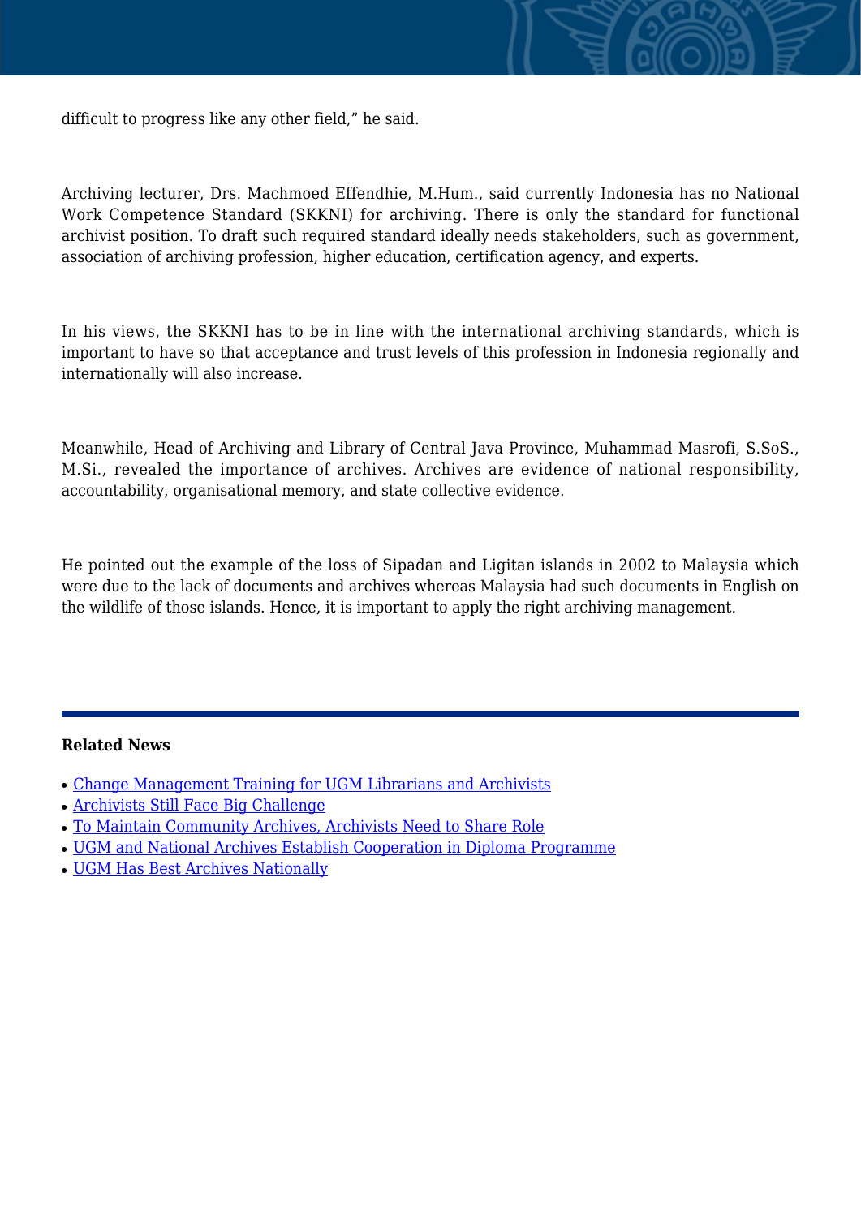difficult to progress like any other field," he said.

Archiving lecturer, Drs. Machmoed Effendhie, M.Hum., said currently Indonesia has no National Work Competence Standard (SKKNI) for archiving. There is only the standard for functional archivist position. To draft such required standard ideally needs stakeholders, such as government, association of archiving profession, higher education, certification agency, and experts.

In his views, the SKKNI has to be in line with the international archiving standards, which is important to have so that acceptance and trust levels of this profession in Indonesia regionally and internationally will also increase.

Meanwhile, Head of Archiving and Library of Central Java Province, Muhammad Masrofi, S.SoS., M.Si., revealed the importance of archives. Archives are evidence of national responsibility, accountability, organisational memory, and state collective evidence.

He pointed out the example of the loss of Sipadan and Ligitan islands in 2002 to Malaysia which were due to the lack of documents and archives whereas Malaysia had such documents in English on the wildlife of those islands. Hence, it is important to apply the right archiving management.

**Related News**

- Change Management Training for UGM Librarians and Archivists
- Archivists Still Face Big Challenge
- To Maintain Community Archives, Archivists Need to Share Role
- UGM and National Archives Establish Cooperation in Diploma Programme
- UGM Has Best Archives Nationally